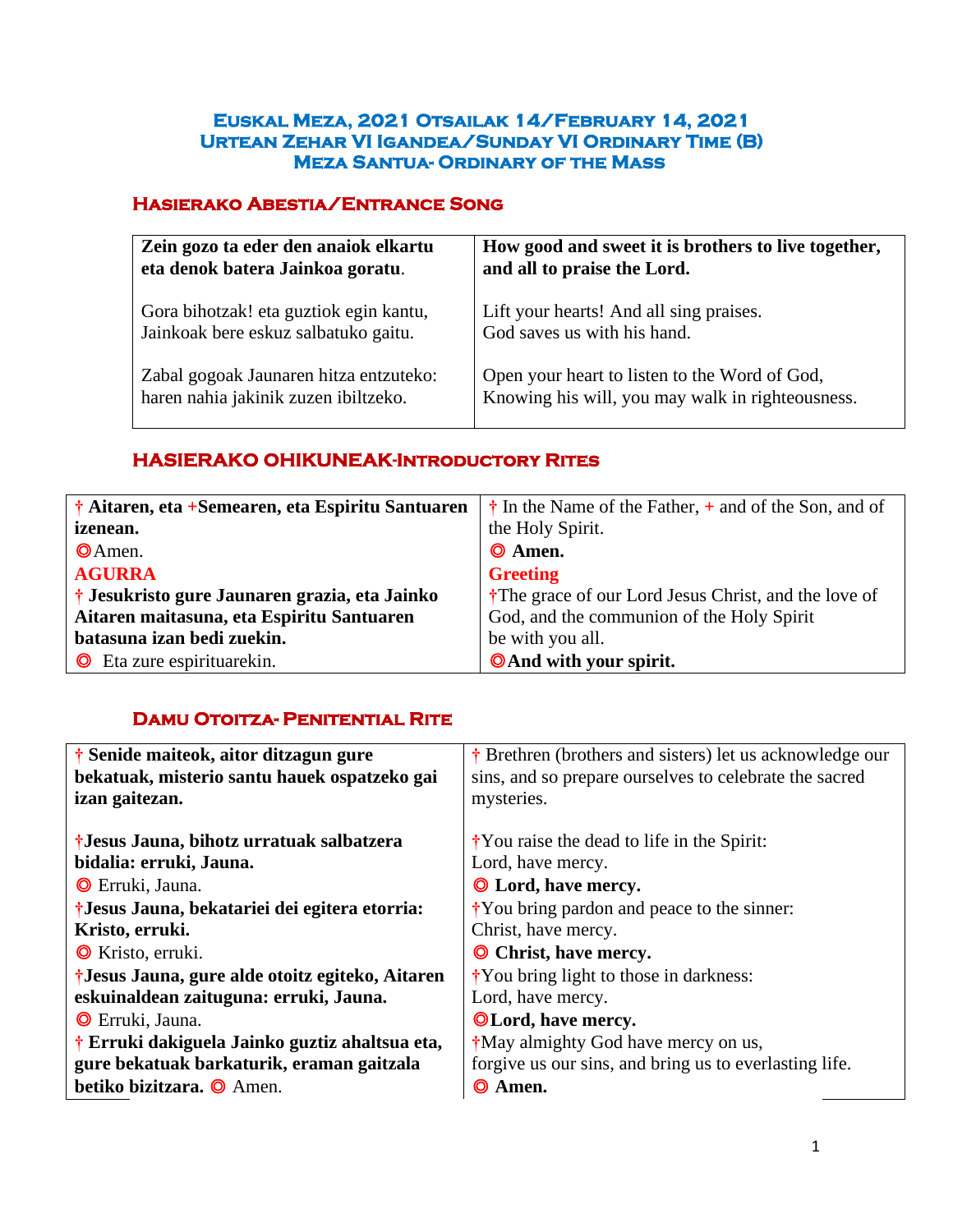# Euskal Meza, 2021 Otsailak 14/February 14, 2021
# Urtean Zehar VI Igandea/Sunday VI Ordinary Time (B)
# Meza Santua- Ordinary of the Mass

## Hasierako Abestia/Entrance Song

| | |
|---|---|
| **Zein gozo ta eder den anaiok elkartu eta denok batera Jainkoa goratu**. | **How good and sweet it is brothers to live together, and all to praise the Lord.** |
| Gora bihotzak! eta guztiok egin kantu, Jainkoak bere eskuz salbatuko gaitu. | Lift your hearts! And all sing praises. God saves us with his hand. |
| Zabal gogoak Jaunaren hitza entzuteko: haren nahia jakinik zuzen ibiltzeko. | Open your heart to listen to the Word of God, Knowing his will, you may walk in righteousness. |

## HASIERAKO OHIKUNEAK-Introductory Rites

| | |
|---|---|
| † **Aitaren, eta +Semearen, eta Espiritu Santuaren izenean.** | † In the Name of the Father, + and of the Son, and of the Holy Spirit. |
| ◎Amen. | ◎ **Amen.** |
| **AGURRA** | **Greeting** |
| † **Jesukristo gure Jaunaren grazia, eta Jainko Aitaren maitasuna, eta Espiritu Santuaren batasuna izan bedi zuekin.** | †The grace of our Lord Jesus Christ, and the love of God, and the communion of the Holy Spirit be with you all. |
| ◎ Eta zure espirituarekin. | ◎**And with your spirit.** |

## Damu Otoitza- Penitential Rite

| | |
|---|---|
| † **Senide maiteok, aitor ditzagun gure bekatuak, misterio santu hauek ospatzeko gai izan gaitezan.** | † Brethren (brothers and sisters) let us acknowledge our sins, and so prepare ourselves to celebrate the sacred mysteries. |
| †**Jesus Jauna, bihotz urratuak salbatzera bidalia: erruki, Jauna.** | †You raise the dead to life in the Spirit: Lord, have mercy. |
| ◎ Erruki, Jauna. | ◎ **Lord, have mercy.** |
| †**Jesus Jauna, bekatariei dei egitera etorria: Kristo, erruki.** | †You bring pardon and peace to the sinner: Christ, have mercy. |
| ◎ Kristo, erruki. | ◎ **Christ, have mercy.** |
| †**Jesus Jauna, gure alde otoitz egiteko, Aitaren eskuinaldean zaituguna: erruki, Jauna.** | †You bring light to those in darkness: Lord, have mercy. |
| ◎ Erruki, Jauna. | ◎**Lord, have mercy.** |
| † **Erruki dakiguela Jainko guztiz ahaltsua eta, gure bekatuak barkaturik, eraman gaitzala betiko bizitzara.** ◎ Amen. | †May almighty God have mercy on us, forgive us our sins, and bring us to everlasting life. ◎ **Amen.** |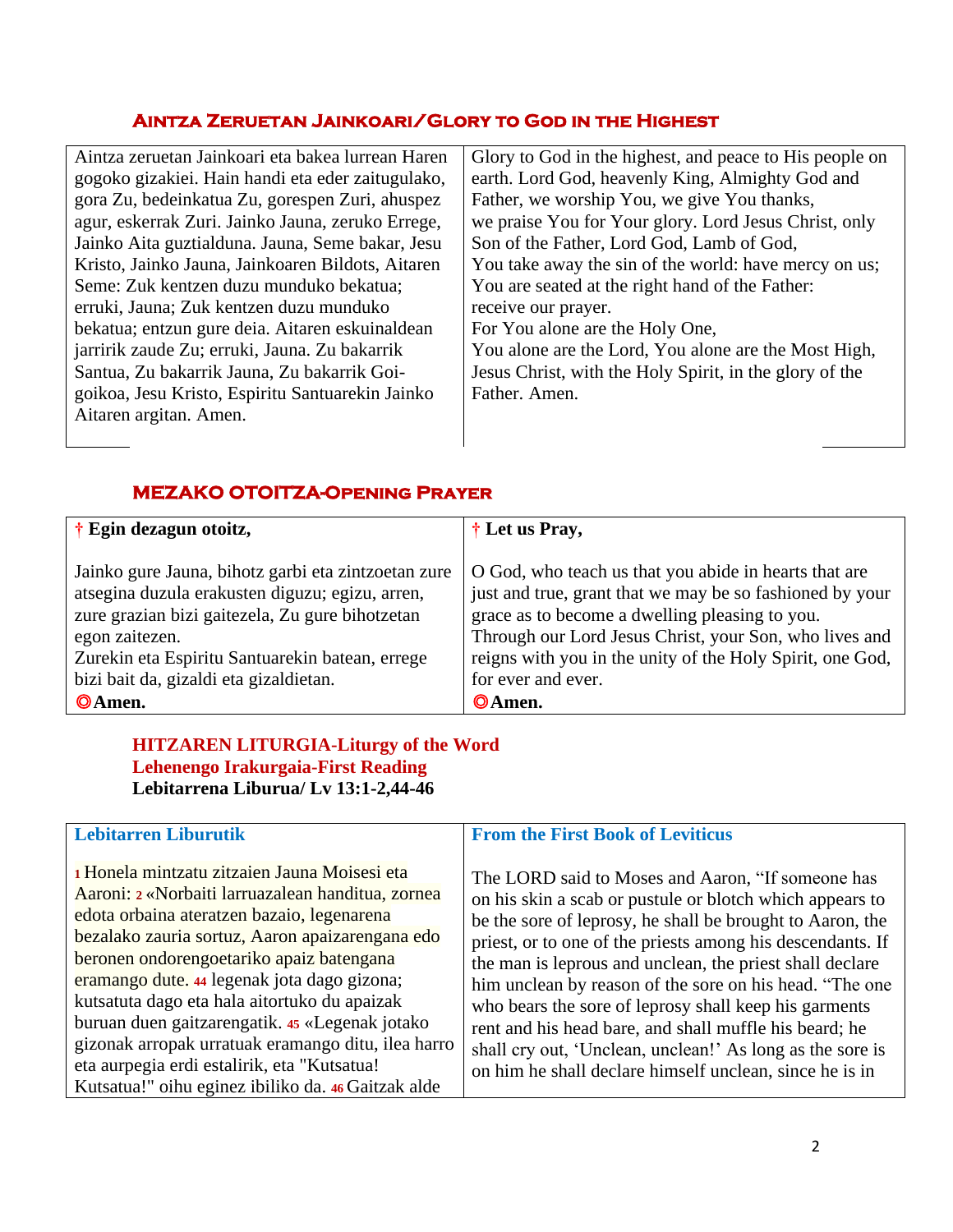## Aintza Zeruetan Jainkoari/Glory to God in the Highest

| Aintza zeruetan Jainkoari eta bakea lurrean Haren gogoko gizakiei. Hain handi eta eder zaitugulako, gora Zu, bedeinkatua Zu, gorespen Zuri, ahuspez agur, eskerrak Zuri. Jainko Jauna, zeruko Errege, Jainko Aita guztialduna. Jauna, Seme bakar, Jesu Kristo, Jainko Jauna, Jainkoaren Bildots, Aitaren Seme: Zuk kentzen duzu munduko bekatua; erruki, Jauna; Zuk kentzen duzu munduko bekatua; entzun gure deia. Aitaren eskuinaldean jarririk zaude Zu; erruki, Jauna. Zu bakarrik Santua, Zu bakarrik Jauna, Zu bakarrik Goi-goikoa, Jesu Kristo, Espiritu Santuarekin Jainko Aitaren argitan. Amen. | Glory to God in the highest, and peace to His people on earth. Lord God, heavenly King, Almighty God and Father, we worship You, we give You thanks, we praise You for Your glory. Lord Jesus Christ, only Son of the Father, Lord God, Lamb of God, You take away the sin of the world: have mercy on us; You are seated at the right hand of the Father: receive our prayer. For You alone are the Holy One, You alone are the Lord, You alone are the Most High, Jesus Christ, with the Holy Spirit, in the glory of the Father. Amen. |
|---|---|

## MEZAKO OTOITZA-Opening Prayer

| † **Egin dezagun otoitz,** | † **Let us Pray,** |
|---|---|
| Jainko gure Jauna, bihotz garbi eta zintzoetan zure atsegina duzula erakusten diguzu; egizu, arren, zure grazian bizi gaitezela, Zu gure bihotzetan egon zaitezen. Zurekin eta Espiritu Santuarekin batean, errege bizi bait da, gizaldi eta gizaldietan. | O God, who teach us that you abide in hearts that are just and true, grant that we may be so fashioned by your grace as to become a dwelling pleasing to you. Through our Lord Jesus Christ, your Son, who lives and reigns with you in the unity of the Holy Spirit, one God, for ever and ever. |
| ◎**Amen.** | ◎**Amen.** |

### HITZAREN LITURGIA-Liturgy of the Word
### Lehenengo Irakurgaia-First Reading
**Lebitarrena Liburua/ Lv 13:1-2,44-46**

| **Lebitarren Liburutik** | **From the First Book of Leviticus** |
|---|---|
| 1 Honela mintzatu zitzaien Jauna Moisesi eta Aaroni: 2 «Norbaiti larruazalean handitua, zornea edota orbaina ateratzen bazaio, legenarena bezalako zauria sortuz, Aaron apaizarengana edo beronen ondorengoetariko apaiz batengana eramango dute. 44 legenak jota dago gizona; kutsatuta dago eta hala aitortuko du apaizak buruan duen gaitzarengatik. 45 «Legenak jotako gizonak arropak urratuak eramango ditu, ilea harro eta aurpegia erdi estalirik, eta "Kutsatua! Kutsatua!" oihu eginez ibiliko da. 46 Gaitzak alde | The LORD said to Moses and Aaron, "If someone has on his skin a scab or pustule or blotch which appears to be the sore of leprosy, he shall be brought to Aaron, the priest, or to one of the priests among his descendants. If the man is leprous and unclean, the priest shall declare him unclean by reason of the sore on his head. "The one who bears the sore of leprosy shall keep his garments rent and his head bare, and shall muffle his beard; he shall cry out, 'Unclean, unclean!' As long as the sore is on him he shall declare himself unclean, since he is in |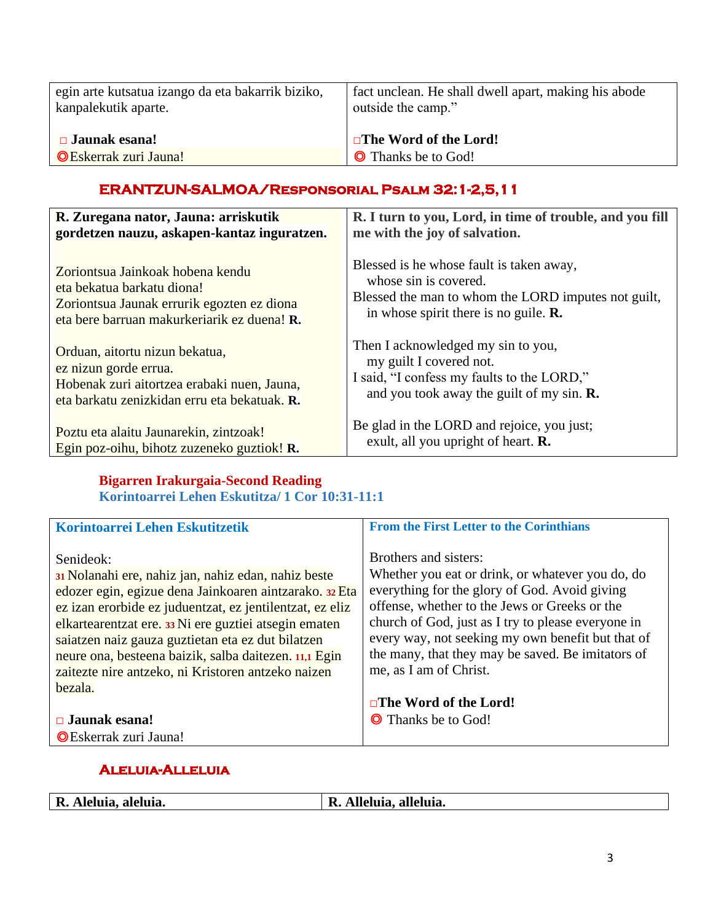| | |
|---|---|
| egin arte kutsatua izango da eta bakarrik biziko, kanpalekutik aparte.<br><br>□ **Jaunak esana!**<br>◎Eskerrak zuri Jauna! | fact unclean. He shall dwell apart, making his abode outside the camp."<br><br>□**The Word of the Lord!**<br>◎ Thanks be to God! |

## ERANTZUN-SALMOA/Responsorial Psalm 32:1-2,5,11

| | |
|---|---|
| **R. Zuregana nator, Jauna: arriskutik gordetzen nauzu, askapen-kantaz inguratzen.** | **R. I turn to you, Lord, in time of trouble, and you fill me with the joy of salvation.** |
| Zoriontsua Jainkoak hobena kendu<br>eta bekatua barkatu diona!<br>Zoriontsua Jaunak errurik egozten ez diona<br>eta bere barruan makurkeriarik ez duena! **R.** | Blessed is he whose fault is taken away,<br>whose sin is covered.<br>Blessed the man to whom the LORD imputes not guilt,<br>in whose spirit there is no guile. **R.** |
| Orduan, aitortu nizun bekatua,<br>ez nizun gorde errua.<br>Hobenak zuri aitortzea erabaki nuen, Jauna,<br>eta barkatu zenizkidan erru eta bekatuak. **R.** | Then I acknowledged my sin to you,<br>my guilt I covered not.<br>I said, "I confess my faults to the LORD,"<br>and you took away the guilt of my sin. **R.** |
| Poztu eta alaitu Jaunarekin, zintzoak!<br>Egin poz-oihu, bihotz zuzeneko guztiok! **R.** | Be glad in the LORD and rejoice, you just;<br>exult, all you upright of heart. **R.** |

## Bigarren Irakurgaia-Second Reading
### Korintoarrei Lehen Eskutitza/ 1 Cor 10:31-11:1

| | |
|---|---|
| **Korintoarrei Lehen Eskutitzetik**<br><br>Senideok:<br>31 Nolanahi ere, nahiz jan, nahiz edan, nahiz beste edozer egin, egizue dena Jainkoaren aintzarako. 32 Eta ez izan erorbide ez juduentzat, ez jentilentzat, ez eliz elkartearentzat ere. 33 Ni ere guztiei atsegin ematen saiatzen naiz gauza guztietan eta ez dut bilatzen neure ona, besteena baizik, salba daitezen. 11,1 Egin zaitezte nire antzeko, ni Kristoren antzeko naizen bezala.<br><br>□ **Jaunak esana!**<br>◎Eskerrak zuri Jauna! | **From the First Letter to the Corinthians**<br><br>Brothers and sisters:<br>Whether you eat or drink, or whatever you do, do everything for the glory of God. Avoid giving offense, whether to the Jews or Greeks or the church of God, just as I try to please everyone in every way, not seeking my own benefit but that of the many, that they may be saved. Be imitators of me, as I am of Christ.<br><br>□**The Word of the Lord!**<br>◎ Thanks be to God! |

## Aleluia-Alleluia

| | |
|---|---|
| **R. Aleluia, aleluia.** | **R. Alleluia, alleluia.** |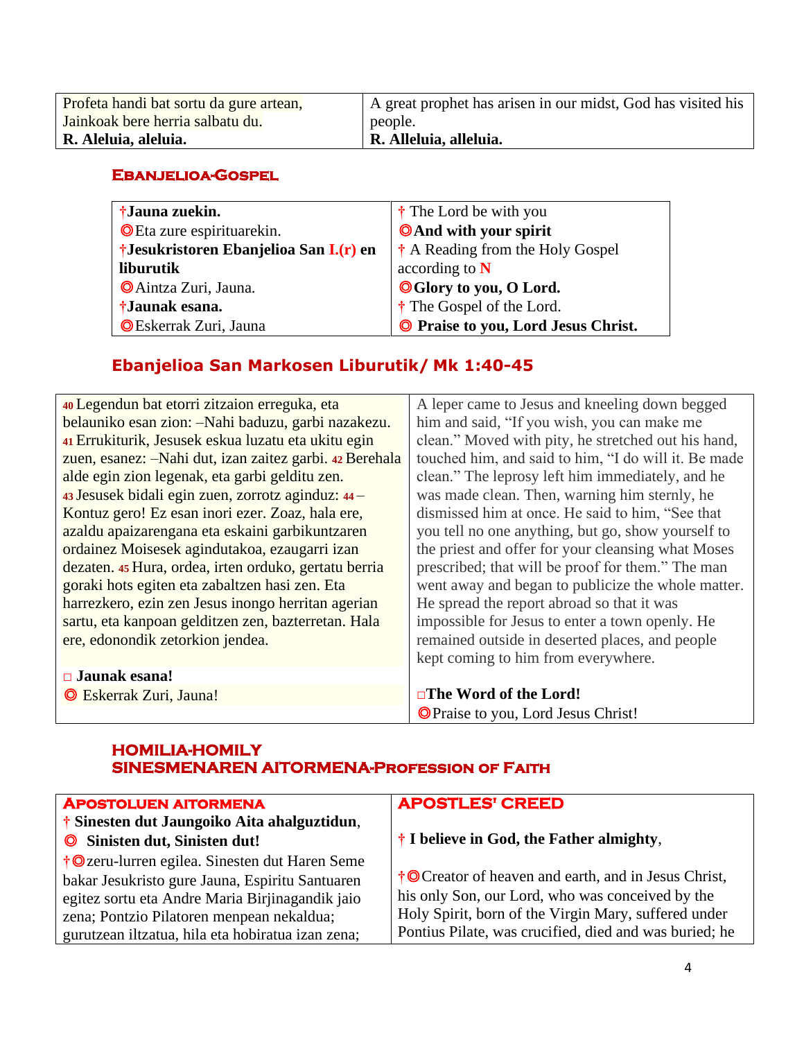| Profeta handi bat sortu da gure artean, Jainkoak bere herria salbatu du. **R. Aleluia, aleluia.** | A great prophet has arisen in our midst, God has visited his people. **R. Alleluia, alleluia.** |
|---|---|

## Ebanjelioa-Gospel

| †**Jauna zuekin.** ◎Eta zure espirituarekin. †**Jesukristoren Ebanjelioa San I.(r) en liburutik** ◎Aintza Zuri, Jauna. †**Jaunak esana.** ◎Eskerrak Zuri, Jauna | † The Lord be with you ◎**And with your spirit** † A Reading from the Holy Gospel according to **N** ◎**Glory to you, O Lord.** † The Gospel of the Lord. ◎ **Praise to you, Lord Jesus Christ.** |
|---|---|

## Ebanjelioa San Markosen Liburutik/ Mk 1:40-45

| **40** Legendun bat etorri zitzaion erreguka, eta belauniko esan zion: –Nahi baduzu, garbi nazakezu. **41** Errukiturik, Jesusek eskua luzatu eta ukitu egin zuen, esanez: –Nahi dut, izan zaitez garbi. **42** Berehala alde egin zion legenak, eta garbi gelditu zen. **43** Jesusek bidali egin zuen, zorrotz aginduz: **44** –Kontuz gero! Ez esan inori ezer. Zoaz, hala ere, azaldu apaizarengana eta eskaini garbikuntzaren ordainez Moisesek agindutakoa, ezaugarri izan dezaten. **45** Hura, ordea, irten orduko, gertatu berria goraki hots egiten eta zabaltzen hasi zen. Eta harrezkero, ezin zen Jesus inongo herritan agerian sartu, eta kanpoan gelditzen zen, bazterretan. Hala ere, edonondik zetorkion jendea. □ **Jaunak esana!** ◎ Eskerrak Zuri, Jauna! | A leper came to Jesus and kneeling down begged him and said, "If you wish, you can make me clean." Moved with pity, he stretched out his hand, touched him, and said to him, "I do will it. Be made clean." The leprosy left him immediately, and he was made clean. Then, warning him sternly, he dismissed him at once. He said to him, "See that you tell no one anything, but go, show yourself to the priest and offer for your cleansing what Moses prescribed; that will be proof for them." The man went away and began to publicize the whole matter. He spread the report abroad so that it was impossible for Jesus to enter a town openly. He remained outside in deserted places, and people kept coming to him from everywhere. □**The Word of the Lord!** ◎Praise to you, Lord Jesus Christ! |
|---|---|

## HOMILIA-HOMILY

## SINESMENAREN AITORMENA-Profession of Faith

| **Apostoluen aitormena** | **APOSTLES' CREED** |
|---|---|
| † **Sinesten dut Jaungoiko Aita ahalguztidun**, ◎ **Sinisten dut, Sinisten dut!** | † **I believe in God, the Father almighty**, |
| †◎zeru-lurren egilea. Sinesten dut Haren Seme bakar Jesukristo gure Jauna, Espiritu Santuaren egitez sortu eta Andre Maria Birjinagandik jaio zena; Pontzio Pilatoren menpean nekaldua; gurutzean iltzatua, hila eta hobiratua izan zena; | †◎Creator of heaven and earth, and in Jesus Christ, his only Son, our Lord, who was conceived by the Holy Spirit, born of the Virgin Mary, suffered under Pontius Pilate, was crucified, died and was buried; he |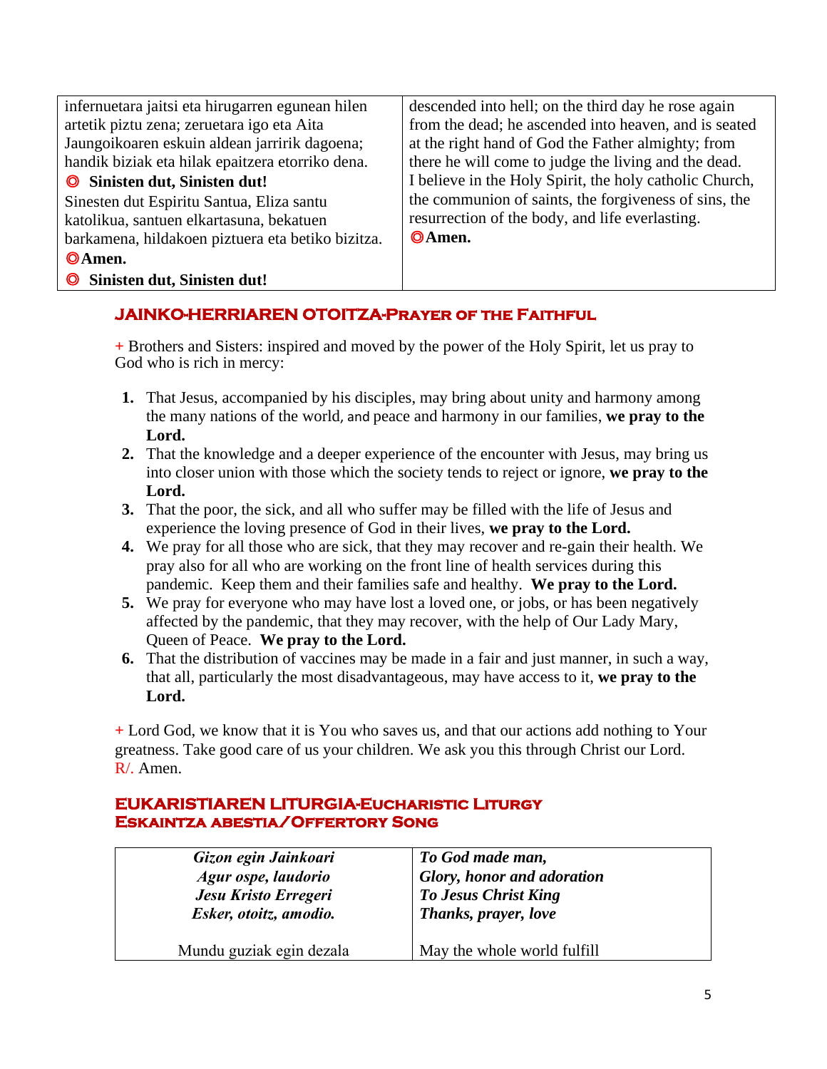| infernuetara jaitsi eta hirugarren egunean hilen artetik piztu zena; zeruetara igo eta Aita Jaungoikoaren eskuin aldean jarririk dagoena; handik biziak eta hilak epaitzera etorriko dena.<br>◎ **Sinisten dut, Sinisten dut!**<br>Sinesten dut Espiritu Santua, Eliza santu katolikua, santuen elkartasuna, bekatuen barkamena, hildakoen piztuera eta betiko bizitza.<br>◎**Amen.**<br>◎ **Sinisten dut, Sinisten dut!** | descended into hell; on the third day he rose again from the dead; he ascended into heaven, and is seated at the right hand of God the Father almighty; from there he will come to judge the living and the dead. I believe in the Holy Spirit, the holy catholic Church, the communion of saints, the forgiveness of sins, the resurrection of the body, and life everlasting.<br>◎**Amen.** |
|---|---|

## JAINKO-HERRIAREN OTOITZA-Prayer of the Faithful

+ Brothers and Sisters: inspired and moved by the power of the Holy Spirit, let us pray to God who is rich in mercy:

1. That Jesus, accompanied by his disciples, may bring about unity and harmony among the many nations of the world, and peace and harmony in our families, **we pray to the Lord.**
2. That the knowledge and a deeper experience of the encounter with Jesus, may bring us into closer union with those which the society tends to reject or ignore, **we pray to the Lord.**
3. That the poor, the sick, and all who suffer may be filled with the life of Jesus and experience the loving presence of God in their lives, **we pray to the Lord.**
4. We pray for all those who are sick, that they may recover and re-gain their health. We pray also for all who are working on the front line of health services during this pandemic. Keep them and their families safe and healthy. **We pray to the Lord.**
5. We pray for everyone who may have lost a loved one, or jobs, or has been negatively affected by the pandemic, that they may recover, with the help of Our Lady Mary, Queen of Peace. **We pray to the Lord.**
6. That the distribution of vaccines may be made in a fair and just manner, in such a way, that all, particularly the most disadvantageous, may have access to it, **we pray to the Lord.**

+ Lord God, we know that it is You who saves us, and that our actions add nothing to Your greatness. Take good care of us your children. We ask you this through Christ our Lord. R/. Amen.

## EUKARISTIAREN LITURGIA-Eucharistic Liturgy
### Eskaintza abestia/Offertory Song

| ***Gizon egin Jainkoari***<br>***Agur ospe, laudorio***<br>***Jesu Kristo Erregeri***<br>***Esker, otoitz, amodio.***<br><br>Mundu guziak egin dezala | ***To God made man,***<br>***Glory, honor and adoration***<br>***To Jesus Christ King***<br>***Thanks, prayer, love***<br><br>May the whole world fulfill |
|---|---|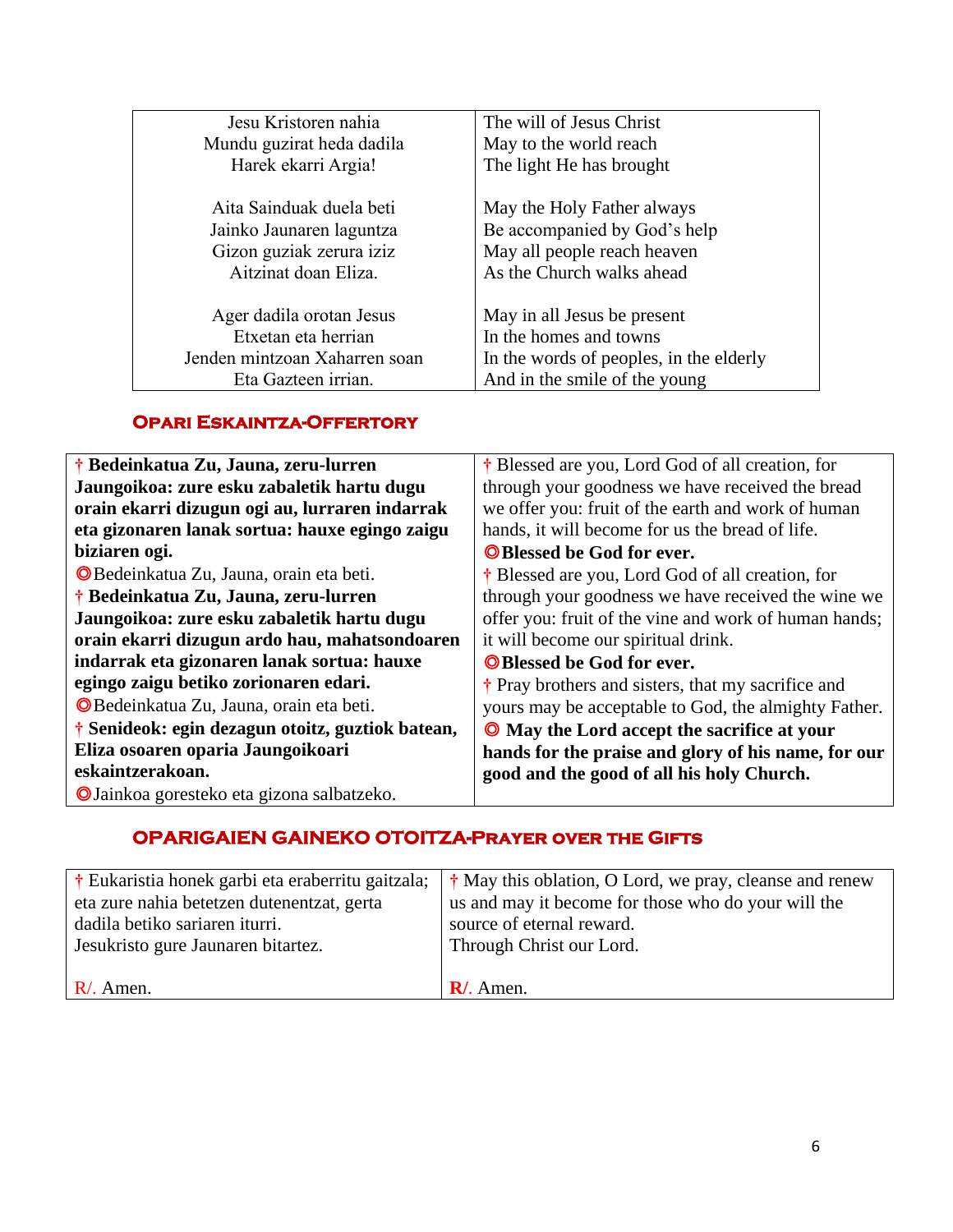| Jesu Kristoren nahia<br>Mundu guzirat heda dadila<br>Harek ekarri Argia! | The will of Jesus Christ<br>May to the world reach<br>The light He has brought |
|---|---|
| Aita Sainduak duela beti<br>Jainko Jaunaren laguntza<br>Gizon guziak zerura iziz<br>Aitzinat doan Eliza. | May the Holy Father always<br>Be accompanied by God's help<br>May all people reach heaven<br>As the Church walks ahead |
| Ager dadila orotan Jesus<br>Etxetan eta herrian<br>Jenden mintzoan Xaharren soan<br>Eta Gazteen irrian. | May in all Jesus be present<br>In the homes and towns<br>In the words of peoples, in the elderly<br>And in the smile of the young |

## Opari Eskaintza-Offertory

| † **Bedeinkatua Zu, Jauna, zeru-lurren Jaungoikoa: zure esku zabaletik hartu dugu orain ekarri dizugun ogi au, lurraren indarrak eta gizonaren lanak sortua: hauxe egingo zaigu biziaren ogi.**<br>◎Bedeinkatua Zu, Jauna, orain eta beti.<br>† **Bedeinkatua Zu, Jauna, zeru-lurren Jaungoikoa: zure esku zabaletik hartu dugu orain ekarri dizugun ardo hau, mahatsondoaren indarrak eta gizonaren lanak sortua: hauxe egingo zaigu betiko zorionaren edari.**<br>◎Bedeinkatua Zu, Jauna, orain eta beti.<br>† **Senideok: egin dezagun otoitz, guztiok batean, Eliza osoaren oparia Jaungoikoari eskaintzerakoan.**<br>◎Jainkoa goresteko eta gizona salbatzeko. | † Blessed are you, Lord God of all creation, for through your goodness we have received the bread we offer you: fruit of the earth and work of human hands, it will become for us the bread of life.<br>◎**Blessed be God for ever.**<br>† Blessed are you, Lord God of all creation, for through your goodness we have received the wine we offer you: fruit of the vine and work of human hands; it will become our spiritual drink.<br>◎**Blessed be God for ever.**<br>† Pray brothers and sisters, that my sacrifice and yours may be acceptable to God, the almighty Father.<br>◎ **May the Lord accept the sacrifice at your hands for the praise and glory of his name, for our good and the good of all his holy Church.** |
|---|---|

## OPARIGAIEN GAINEKO OTOITZA-Prayer over the Gifts

| † Eukaristia honek garbi eta eraberritu gaitzala; eta zure nahia betetzen dutenentzat, gerta dadila betiko sariaren iturri.<br>Jesukristo gure Jaunaren bitartez.<br><br>R/. Amen. | † May this oblation, O Lord, we pray, cleanse and renew us and may it become for those who do your will the source of eternal reward.<br>Through Christ our Lord.<br><br>**R**/. Amen. |
|---|---|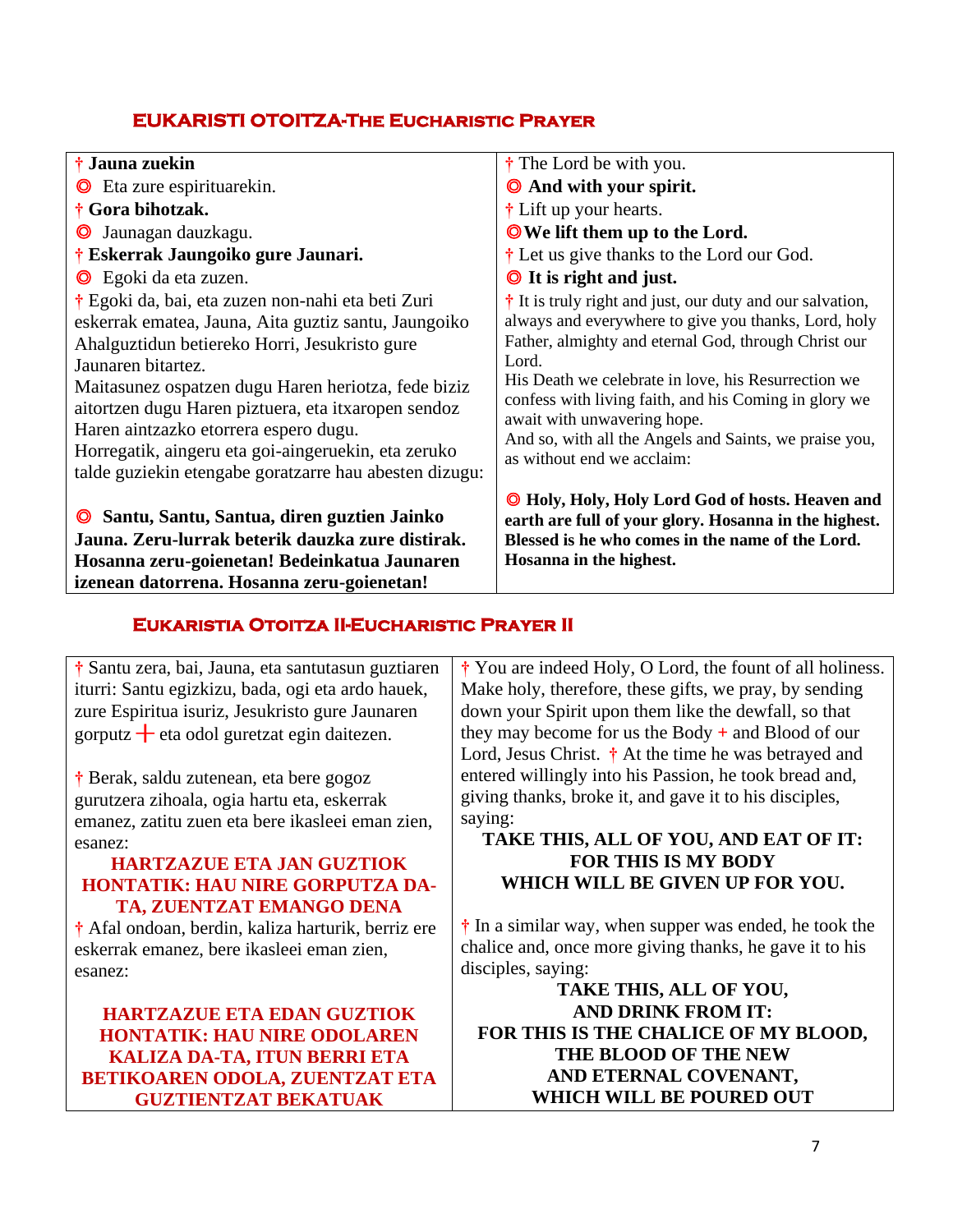## EUKARISTI OTOITZA-The Eucharistic Prayer

| | |
|---|---|
| † **Jauna zuekin** | † The Lord be with you. |
| ◎ Eta zure espirituarekin. | ◎ **And with your spirit.** |
| † **Gora bihotzak.** | † Lift up your hearts. |
| ◎ Jaunagan dauzkagu. | ◎ **We lift them up to the Lord.** |
| † **Eskerrak Jaungoiko gure Jaunari.** | † Let us give thanks to the Lord our God. |
| ◎ Egoki da eta zuzen. | ◎ **It is right and just.** |
| † Egoki da, bai, eta zuzen non-nahi eta beti Zuri eskerrak ematea, Jauna, Aita guztiz santu, Jaungoiko Ahalguztidun betiereko Horri, Jesukristo gure Jaunaren bitartez.<br>Maitasunez ospatzen dugu Haren heriotza, fede biziz aitortzen dugu Haren piztuera, eta itxaropen sendoz Haren aintzazko etorrera espero dugu.<br>Horregatik, aingeru eta goi-aingeruekin, eta zeruko talde guziekin etengabe goratzarre hau abesten dizugu: | † It is truly right and just, our duty and our salvation, always and everywhere to give you thanks, Lord, holy Father, almighty and eternal God, through Christ our Lord.<br>His Death we celebrate in love, his Resurrection we confess with living faith, and his Coming in glory we await with unwavering hope.<br>And so, with all the Angels and Saints, we praise you, as without end we acclaim: |
| ◎ **Santu, Santu, Santua, diren guztien Jainko Jauna. Zeru-lurrak beterik dauzka zure distirak. Hosanna zeru-goienetan! Bedeinkatua Jaunaren izenean datorrena. Hosanna zeru-goienetan!** | ◎ **Holy, Holy, Holy Lord God of hosts. Heaven and earth are full of your glory. Hosanna in the highest. Blessed is he who comes in the name of the Lord. Hosanna in the highest.** |

## EUKARISTIA OTOITZA II-Eucharistic Prayer II

| | |
|---|---|
| † Santu zera, bai, Jauna, eta santutasun guztiaren iturri: Santu egizkizu, bada, ogi eta ardo hauek, zure Espiritua isuriz, Jesukristo gure Jaunaren gorputz + eta odol guretzat egin daitezen.<br><br>† Berak, saldu zutenean, eta bere gogoz gurutzera zihoala, ogia hartu eta, eskerrak emanez, zatitu zuen eta bere ikasleei eman zien, esanez:<br>**HARTZAZUE ETA JAN GUZTIOK HONTATIK: HAU NIRE GORPUTZA DA-TA, ZUENTZAT EMANGO DENA**<br>† Afal ondoan, berdin, kaliza harturik, berriz ere eskerrak emanez, bere ikasleei eman zien, esanez:<br><br>**HARTZAZUE ETA EDAN GUZTIOK HONTATIK: HAU NIRE ODOLAREN KALIZA DA-TA, ITUN BERRI ETA BETIKOAREN ODOLA, ZUENTZAT ETA GUZTIENTZAT BEKATUAK** | † You are indeed Holy, O Lord, the fount of all holiness. Make holy, therefore, these gifts, we pray, by sending down your Spirit upon them like the dewfall, so that they may become for us the Body + and Blood of our Lord, Jesus Christ. † At the time he was betrayed and entered willingly into his Passion, he took bread and, giving thanks, broke it, and gave it to his disciples, saying:<br>**TAKE THIS, ALL OF YOU, AND EAT OF IT: FOR THIS IS MY BODY WHICH WILL BE GIVEN UP FOR YOU.**<br><br>† In a similar way, when supper was ended, he took the chalice and, once more giving thanks, he gave it to his disciples, saying:<br>**TAKE THIS, ALL OF YOU, AND DRINK FROM IT: FOR THIS IS THE CHALICE OF MY BLOOD, THE BLOOD OF THE NEW AND ETERNAL COVENANT, WHICH WILL BE POURED OUT** |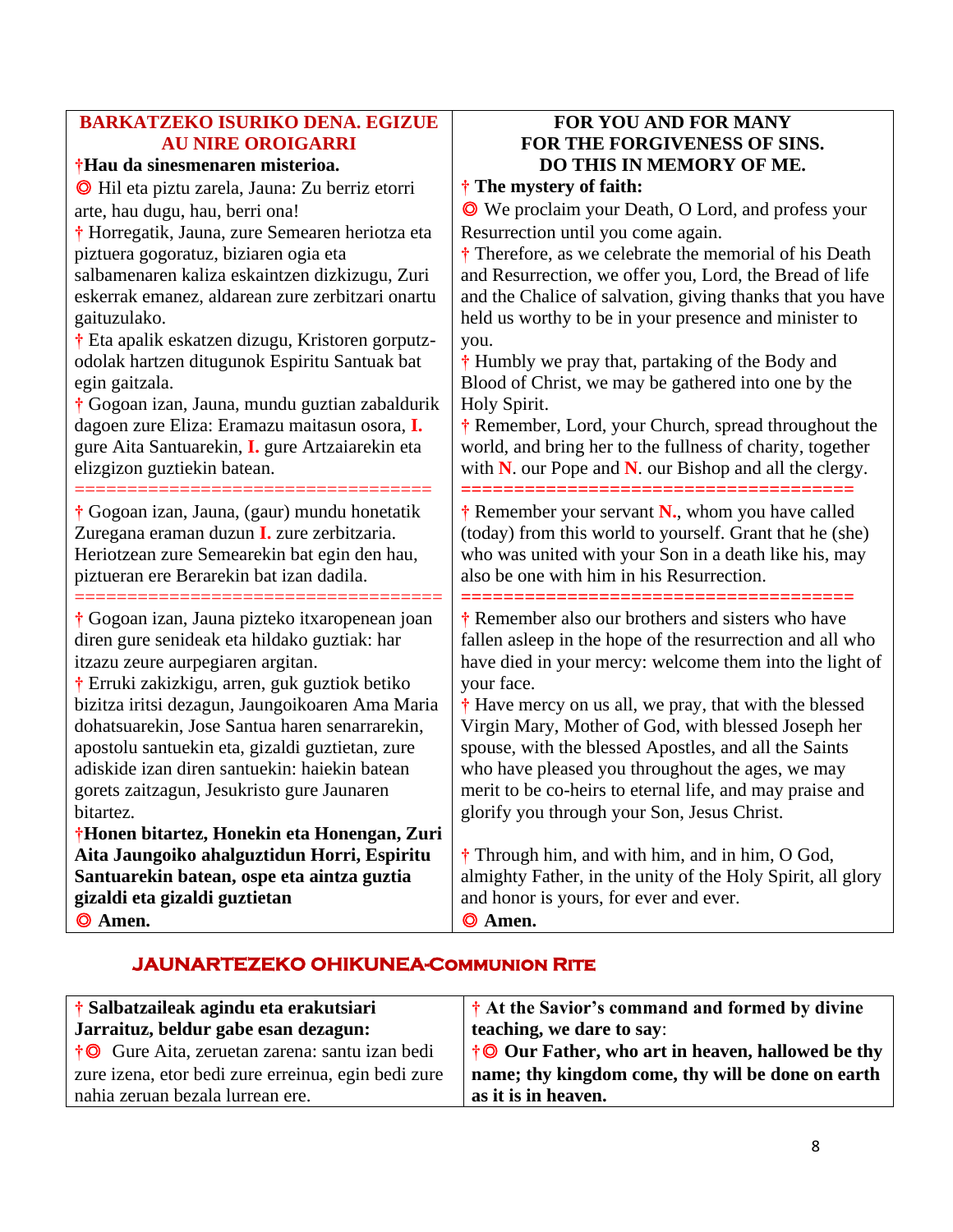| **BARKATZEKO ISURIKO DENA. EGIZUE AU NIRE OROIGARRI** | **FOR YOU AND FOR MANY FOR THE FORGIVENESS OF SINS. DO THIS IN MEMORY OF ME.** |
|---|---|
| †**Hau da sinesmenaren misterioa.** | † **The mystery of faith:** |
| ◎ Hil eta piztu zarela, Jauna: Zu berriz etorri arte, hau dugu, hau, berri ona! | ◎ We proclaim your Death, O Lord, and profess your Resurrection until you come again. |
| † Horregatik, Jauna, zure Semearen heriotza eta piztuera gogoratuz, biziaren ogia eta salbamenaren kaliza eskaintzen dizkizugu, Zuri eskerrak emanez, aldarean zure zerbitzari onartu gaituzulako. | † Therefore, as we celebrate the memorial of his Death and Resurrection, we offer you, Lord, the Bread of life and the Chalice of salvation, giving thanks that you have held us worthy to be in your presence and minister to you. |
| † Eta apalik eskatzen dizugu, Kristoren gorputz-odolak hartzen ditugunok Espiritu Santuak bat egin gaitzala. | † Humbly we pray that, partaking of the Body and Blood of Christ, we may be gathered into one by the Holy Spirit. |
| † Gogoan izan, Jauna, mundu guztian zabaldurik dagoen zure Eliza: Eramazu maitasun osora, **I.** gure Aita Santuarekin, **I.** gure Artzaiarekin eta elizgizon guztiekin batean. | † Remember, Lord, your Church, spread throughout the world, and bring her to the fullness of charity, together with **N**. our Pope and **N**. our Bishop and all the clergy. |
| ================================= | ===================================== |
| † Gogoan izan, Jauna, (gaur) mundu honetatik Zuregana eraman duzun **I.** zure zerbitzaria. Heriotzean zure Semearekin bat egin den hau, piztueran ere Berarekin bat izan dadila. | † Remember your servant **N.**, whom you have called (today) from this world to yourself. Grant that he (she) who was united with your Son in a death like his, may also be one with him in his Resurrection. |
| ================================= | ===================================== |
| † Gogoan izan, Jauna pizteko itxaropenean joan diren gure senideak eta hildako guztiak: har itzazu zeure aurpegiaren argitan. | † Remember also our brothers and sisters who have fallen asleep in the hope of the resurrection and all who have died in your mercy: welcome them into the light of your face. |
| † Erruki zakizkigu, arren, guk guztiok betiko bizitza iritsi dezagun, Jaungoikoaren Ama Maria dohatsuarekin, Jose Santua haren senarrarekin, apostolu santuekin eta, gizaldi guztietan, zure adiskide izan diren santuekin: haiekin batean gorets zaitzagun, Jesukristo gure Jaunaren bitartez. | † Have mercy on us all, we pray, that with the blessed Virgin Mary, Mother of God, with blessed Joseph her spouse, with the blessed Apostles, and all the Saints who have pleased you throughout the ages, we may merit to be co-heirs to eternal life, and may praise and glorify you through your Son, Jesus Christ. |
| †**Honen bitartez, Honekin eta Honengan, Zuri Aita Jaungoiko ahalguztidun Horri, Espiritu Santuarekin batean, ospe eta aintza guztia gizaldi eta gizaldi guztietan** | † Through him, and with him, and in him, O God, almighty Father, in the unity of the Holy Spirit, all glory and honor is yours, for ever and ever. |
| ◎ **Amen.** | ◎ **Amen.** |

## JAUNARTEZEKO OHIKUNEA-Communion Rite

| † **Salbatzaileak agindu eta erakutsiari Jarraituz, beldur gabe esan dezagun:** | † **At the Savior's command and formed by divine teaching, we dare to say**: |
|---|---|
| †◎ Gure Aita, zeruetan zarena: santu izan bedi zure izena, etor bedi zure erreinua, egin bedi zure nahia zeruan bezala lurrean ere. | †◎ **Our Father, who art in heaven, hallowed be thy name; thy kingdom come, thy will be done on earth as it is in heaven.** |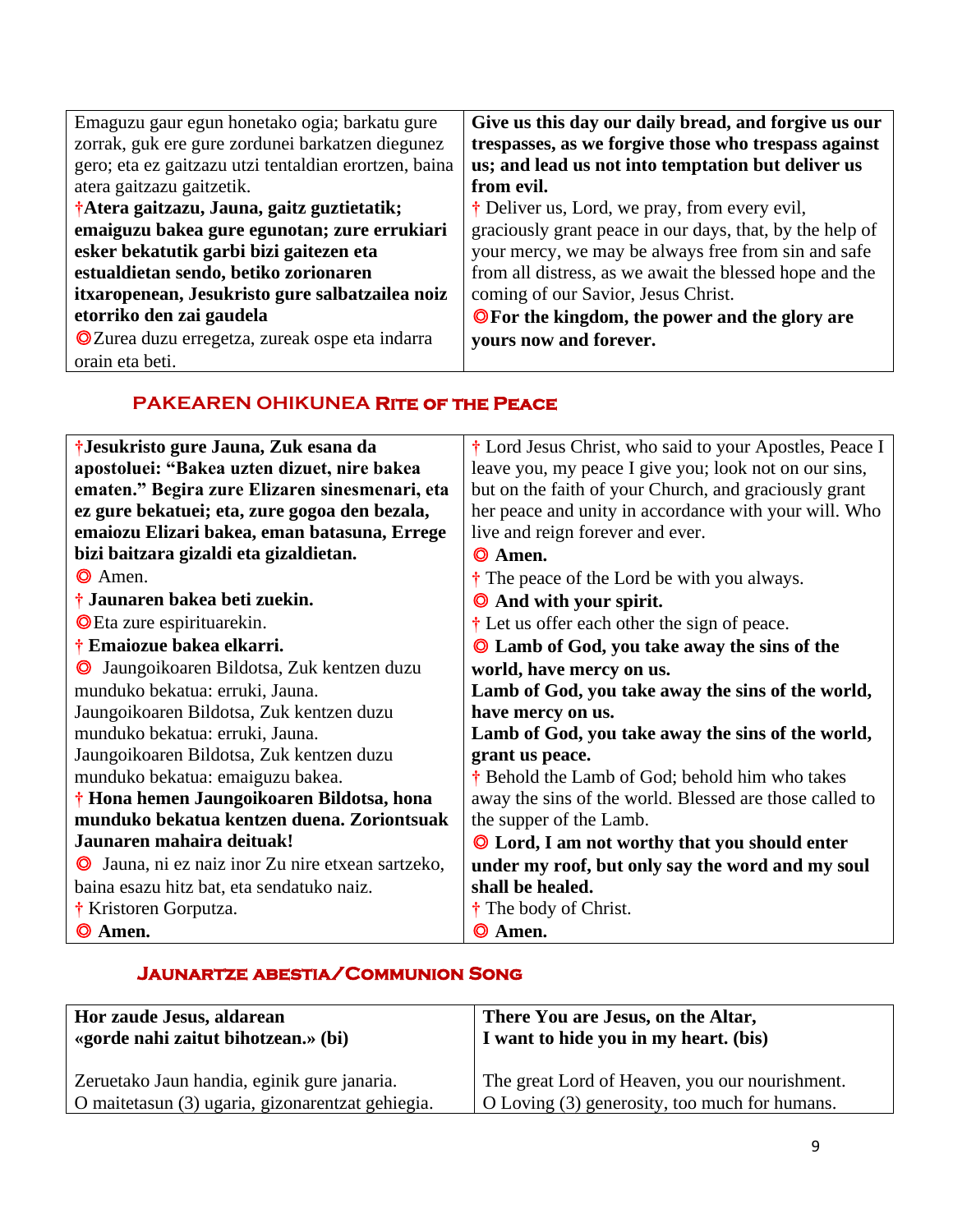| Emaguzu gaur egun honetako ogia; barkatu gure zorrak, guk ere gure zordunei barkatzen diegunez gero; eta ez gaitzazu utzi tentaldian erortzen, baina atera gaitzazu gaitzetik.<br>†**Atera gaitzazu, Jauna, gaitz guztietatik; emaiguzu bakea gure egunotan; zure errukiari esker bekatutik garbi bizi gaitezen eta estualdietan sendo, betiko zorionaren itxaropenean, Jesukristo gure salbatzailea noiz etorriko den zai gaudela**<br>◎Zurea duzu erregetza, zureak ospe eta indarra orain eta beti. | **Give us this day our daily bread, and forgive us our trespasses, as we forgive those who trespass against us; and lead us not into temptation but deliver us from evil.**<br>† Deliver us, Lord, we pray, from every evil, graciously grant peace in our days, that, by the help of your mercy, we may be always free from sin and safe from all distress, as we await the blessed hope and the coming of our Savior, Jesus Christ.<br>◎**For the kingdom, the power and the glory are yours now and forever.** |
|---|---|

## PAKEAREN OHIKUNEA Rite of the Peace

| †**Jesukristo gure Jauna, Zuk esana da apostoluei: "Bakea uzten dizuet, nire bakea ematen." Begira zure Elizaren sinesmenari, eta ez gure bekatuei; eta, zure gogoa den bezala, emaiozu Elizari bakea, eman batasuna, Errege bizi baitzara gizaldi eta gizaldietan.**<br>◎ Amen.<br>† **Jaunaren bakea beti zuekin.**<br>◎Eta zure espirituarekin.<br>† **Emaiozue bakea elkarri.**<br>◎ Jaungoikoaren Bildotsa, Zuk kentzen duzu munduko bekatua: erruki, Jauna.<br>Jaungoikoaren Bildotsa, Zuk kentzen duzu munduko bekatua: erruki, Jauna.<br>Jaungoikoaren Bildotsa, Zuk kentzen duzu munduko bekatua: emaiguzu bakea.<br>† **Hona hemen Jaungoikoaren Bildotsa, hona munduko bekatua kentzen duena. Zoriontsuak Jaunaren mahaira deituak!**<br>◎ Jauna, ni ez naiz inor Zu nire etxean sartzeko, baina esazu hitz bat, eta sendatuko naiz.<br>† Kristoren Gorputza.<br>◎ **Amen.** | † Lord Jesus Christ, who said to your Apostles, Peace I leave you, my peace I give you; look not on our sins, but on the faith of your Church, and graciously grant her peace and unity in accordance with your will. Who live and reign forever and ever.<br>◎ **Amen.**<br>† The peace of the Lord be with you always.<br>◎ **And with your spirit.**<br>† Let us offer each other the sign of peace.<br>◎ **Lamb of God, you take away the sins of the world, have mercy on us.**<br>**Lamb of God, you take away the sins of the world, have mercy on us.**<br>**Lamb of God, you take away the sins of the world, grant us peace.**<br>† Behold the Lamb of God; behold him who takes away the sins of the world. Blessed are those called to the supper of the Lamb.<br>◎ **Lord, I am not worthy that you should enter under my roof, but only say the word and my soul shall be healed.**<br>† The body of Christ.<br>◎ **Amen.** |
|---|---|

## Jaunartze abestia/Communion Song

| **Hor zaude Jesus, aldarean<br>«gorde nahi zaitut bihotzean.» (bi)** | **There You are Jesus, on the Altar,<br>I want to hide you in my heart. (bis)** |
|---|---|
| Zeruetako Jaun handia, eginik gure janaria.<br>O maitetasun (3) ugaria, gizonarentzat gehiegia. | The great Lord of Heaven, you our nourishment.<br>O Loving (3) generosity, too much for humans. |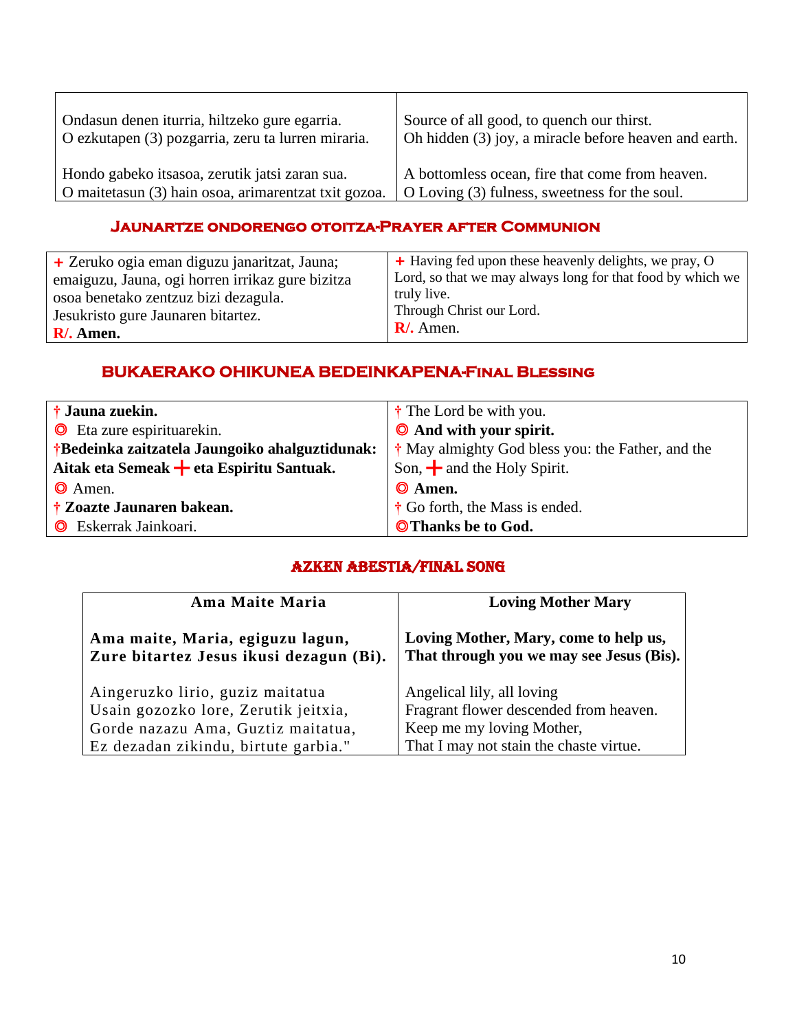| Ondasun denen iturria, hiltzeko gure egarria.<br>O ezkutapen (3) pozgarria, zeru ta lurren miraria.<br><br>Hondo gabeko itsasoa, zerutik jatsi zaran sua.<br>O maitetasun (3) hain osoa, arimarentzat txit gozoa. | Source of all good, to quench our thirst.<br>Oh hidden (3) joy, a miracle before heaven and earth.<br><br>A bottomless ocean, fire that come from heaven.<br>O Loving (3) fulness, sweetness for the soul. |
|---|---|

## JAUNARTZE ONDORENGO OTOITZA-PRAYER AFTER COMMUNION

| + Zeruko ogia eman diguzu janaritzat, Jauna; emaiguzu, Jauna, ogi horren irrikaz gure bizitza osoa benetako zentzuz bizi dezagula.<br>Jesukristo gure Jaunaren bitartez.<br>**R/. Amen.** | + Having fed upon these heavenly delights, we pray, O Lord, so that we may always long for that food by which we truly live.<br>Through Christ our Lord.<br>R/. Amen. |
|---|---|

## BUKAERAKO OHIKUNEA BEDEINKAPENA-FINAL BLESSING

| † **Jauna zuekin.** | † The Lord be with you. |
|---|---|
| ◎ Eta zure espirituarekin. | ◎ **And with your spirit.** |
| †**Bedeinka zaitzatela Jaungoiko ahalguztidunak: Aitak eta Semeak + eta Espiritu Santuak.** | † May almighty God bless you: the Father, and the Son, + and the Holy Spirit. |
| ◎ Amen. | ◎ **Amen.** |
| † **Zoazte Jaunaren bakean.** | † Go forth, the Mass is ended. |
| ◎ Eskerrak Jainkoari. | ◎**Thanks be to God.** |

## AZKEN ABESTIA/FINAL SONG

| Ama Maite Maria | Loving Mother Mary |
|---|---|
| **Ama maite, Maria, egiguzu lagun,<br>Zure bitartez Jesus ikusi dezagun (Bi).** | **Loving Mother, Mary, come to help us,<br>That through you we may see Jesus (Bis).** |
| Aingeruzko lirio, guziz maitatua<br>Usain gozozko lore, Zerutik jeitxia,<br>Gorde nazazu Ama, Guztiz maitatua,<br>Ez dezadan zikindu, birtute garbia." | Angelical lily, all loving<br>Fragrant flower descended from heaven.<br>Keep me my loving Mother,<br>That I may not stain the chaste virtue. |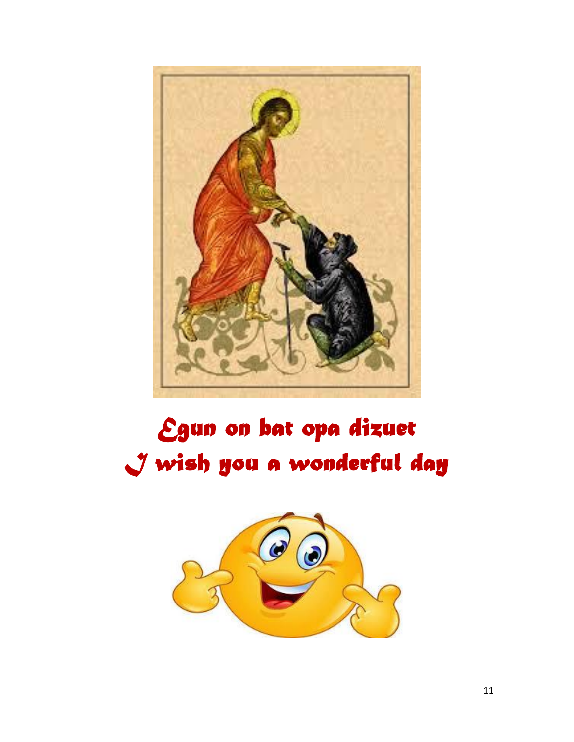Egun on bat opa dizuet

I wish you a wonderful day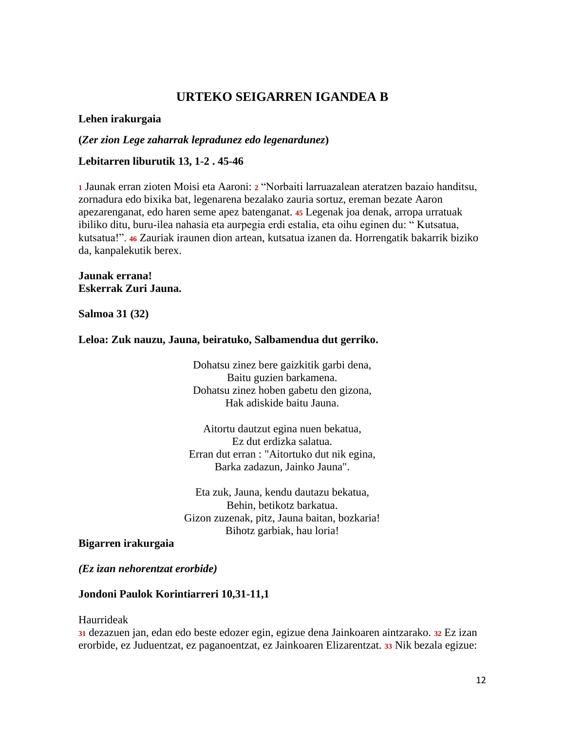## URTEKO SEIGARREN IGANDEA B

**Lehen irakurgaia**

**(*Zer zion Lege zaharrak lepradunez edo legenardunez*)**

**Lebitarren liburutik 13, 1-2 . 45-46**

1 Jaunak erran zioten Moisi eta Aaroni: 2 "Norbaiti larruazalean ateratzen bazaio handitsu, zornadura edo bixika bat, legenarena bezalako zauria sortuz, ereman bezate Aaron apezarenganat, edo haren seme apez batenganat. 45 Legenak joa denak, arropa urratuak ibiliko ditu, buru-ilea nahasia eta aurpegia erdi estalia, eta oihu eginen du: " Kutsatua, kutsatua!". 46 Zauriak iraunen dion artean, kutsatua izanen da. Horrengatik bakarrik biziko da, kanpalekutik berex.

**Jaunak errana!**
**Eskerrak Zuri Jauna.**

**Salmoa 31 (32)**

**Leloa: Zuk nauzu, Jauna, beiratuko, Salbamendua dut gerriko.**

Dohatsu zinez bere gaizkitik garbi dena,
Baitu guzien barkamena.
Dohatsu zinez hoben gabetu den gizona,
Hak adiskide baitu Jauna.

Aitortu dautzut egina nuen bekatua,
Ez dut erdizka salatua.
Erran dut erran : "Aitortuko dut nik egina,
Barka zadazun, Jainko Jauna".

Eta zuk, Jauna, kendu dautazu bekatua,
Behin, betikotz barkatua.
Gizon zuzenak, pitz, Jauna baitan, bozkaria!
Bihotz garbiak, hau loria!

**Bigarren irakurgaia**

***(Ez izan nehorentzat erorbide)***

**Jondoni Paulok Korintiarreri 10,31-11,1**

Haurrideak
31 dezazuen jan, edan edo beste edozer egin, egizue dena Jainkoaren aintzarako. 32 Ez izan erorbide, ez Juduentzat, ez paganoentzat, ez Jainkoaren Elizarentzat. 33 Nik bezala egizue: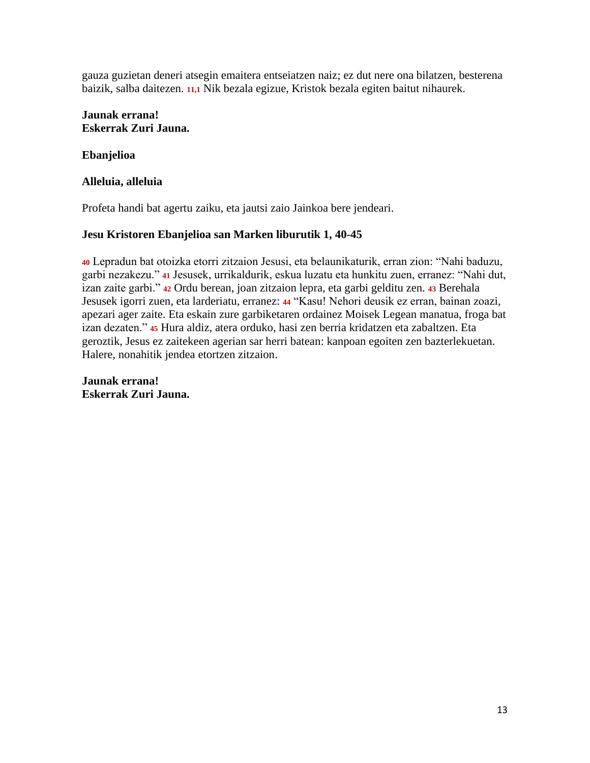gauza guzietan deneri atsegin emaitera entseiatzen naiz; ez dut nere ona bilatzen, besterena baizik, salba daitezen. 11,1 Nik bezala egizue, Kristok bezala egiten baitut nihaurek.

**Jaunak errana!**
**Eskerrak Zuri Jauna.**

**Ebanjelioa**

**Alleluia, alleluia**

Profeta handi bat agertu zaiku, eta jautsi zaio Jainkoa bere jendeari.

**Jesu Kristoren Ebanjelioa san Marken liburutik 1, 40-45**

40 Lepradun bat otoizka etorri zitzaion Jesusi, eta belaunikaturik, erran zion: “Nahi baduzu, garbi nezakezu.” 41 Jesusek, urrikaldurik, eskua luzatu eta hunkitu zuen, erranez: “Nahi dut, izan zaite garbi.” 42 Ordu berean, joan zitzaion lepra, eta garbi gelditu zen. 43 Berehala Jesusek igorri zuen, eta larderiatu, erranez: 44 “Kasu! Nehori deusik ez erran, bainan zoazi, apezari ager zaite. Eta eskain zure garbiketaren ordainez Moisek Legean manatua, froga bat izan dezaten.” 45 Hura aldiz, atera orduko, hasi zen berria kridatzen eta zabaltzen. Eta geroztik, Jesus ez zaitekeen agerian sar herri batean: kanpoan egoiten zen bazterlekuetan. Halere, nonahitik jendea etortzen zitzaion.

**Jaunak errana!**
**Eskerrak Zuri Jauna.**